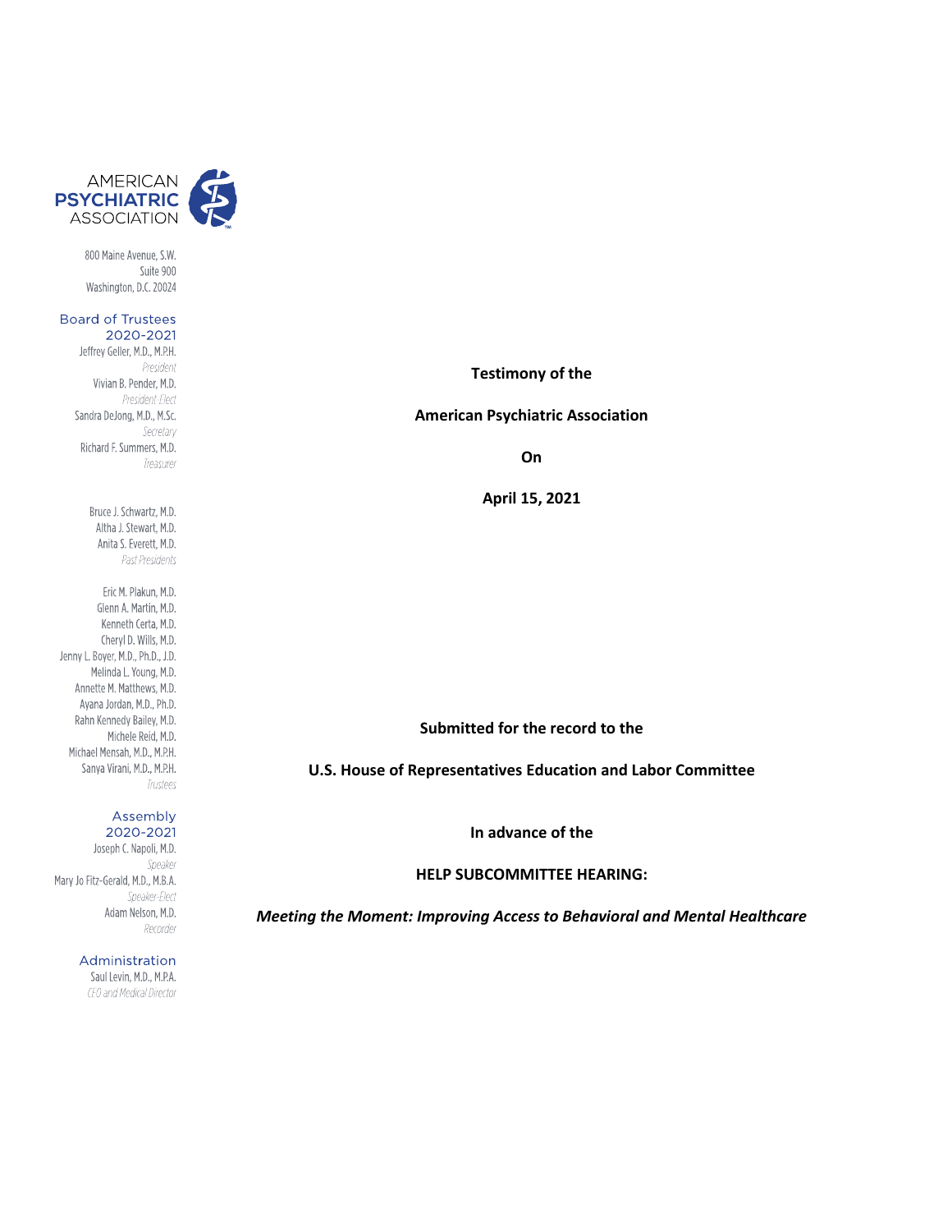AMERICAN
**PSYCHIATRIC**
ASSOCIATION

800 Maine Avenue, S.W.
Suite 900
Washington, D.C. 20024

**Board of Trustees**
**2020-2021**

Jeffrey Geller, M.D., M.P.H.
*President*
Vivian B. Pender, M.D.
*President-Elect*
Sandra DeJong, M.D., M.Sc.
*Secretary*
Richard F. Summers, M.D.
*Treasurer*

Bruce J. Schwartz, M.D.
Altha J. Stewart, M.D.
Anita S. Everett, M.D.
*Past Presidents*

Eric M. Plakun, M.D.
Glenn A. Martin, M.D.
Kenneth Certa, M.D.
Cheryl D. Wills, M.D.
Jenny L. Boyer, M.D., Ph.D., J.D.
Melinda L. Young, M.D.
Annette M. Matthews, M.D.
Ayana Jordan, M.D., Ph.D.
Rahn Kennedy Bailey, M.D.
Michele Reid, M.D.
Michael Mensah, M.D., M.P.H.
Sanya Virani, M.D., M.P.H.
*Trustees*

**Assembly**
**2020-2021**

Joseph C. Napoli, M.D.
*Speaker*
Mary Jo Fitz-Gerald, M.D., M.B.A.
*Speaker-Elect*
Adam Nelson, M.D.
*Recorder*

**Administration**

Saul Levin, M.D., M.P.A.
*CEO and Medical Director*

**Testimony of the**

**American Psychiatric Association**

**On**

**April 15, 2021**

**Submitted for the record to the**

**U.S. House of Representatives Education and Labor Committee**

**In advance of the**

**HELP SUBCOMMITTEE HEARING:**

***Meeting the Moment: Improving Access to Behavioral and Mental Healthcare***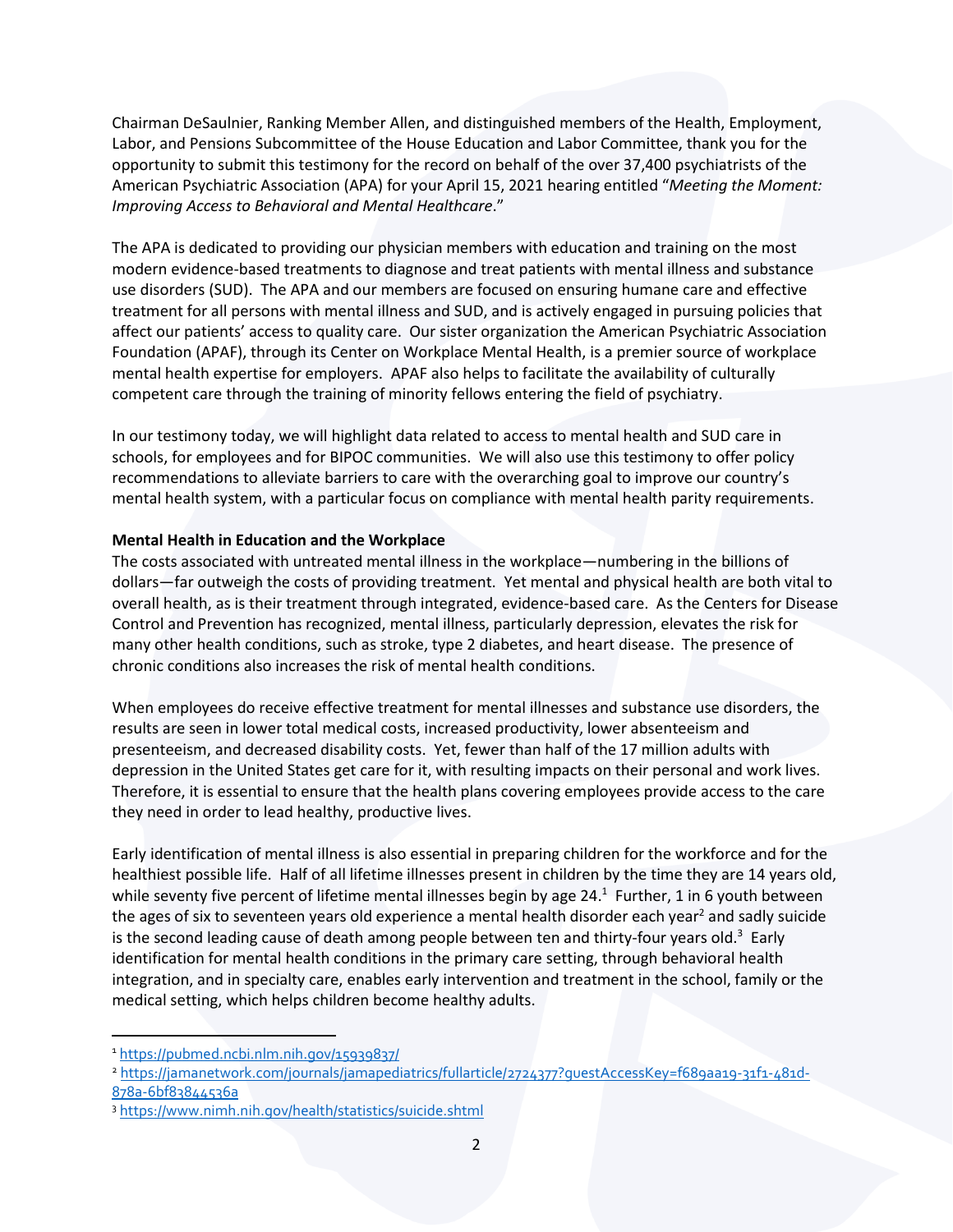Chairman DeSaulnier, Ranking Member Allen, and distinguished members of the Health, Employment, Labor, and Pensions Subcommittee of the House Education and Labor Committee, thank you for the opportunity to submit this testimony for the record on behalf of the over 37,400 psychiatrists of the American Psychiatric Association (APA) for your April 15, 2021 hearing entitled "*Meeting the Moment: Improving Access to Behavioral and Mental Healthcare*."

The APA is dedicated to providing our physician members with education and training on the most modern evidence-based treatments to diagnose and treat patients with mental illness and substance use disorders (SUD). The APA and our members are focused on ensuring humane care and effective treatment for all persons with mental illness and SUD, and is actively engaged in pursuing policies that affect our patients' access to quality care. Our sister organization the American Psychiatric Association Foundation (APAF), through its Center on Workplace Mental Health, is a premier source of workplace mental health expertise for employers. APAF also helps to facilitate the availability of culturally competent care through the training of minority fellows entering the field of psychiatry.

In our testimony today, we will highlight data related to access to mental health and SUD care in schools, for employees and for BIPOC communities. We will also use this testimony to offer policy recommendations to alleviate barriers to care with the overarching goal to improve our country's mental health system, with a particular focus on compliance with mental health parity requirements.

**Mental Health in Education and the Workplace**

The costs associated with untreated mental illness in the workplace—numbering in the billions of dollars—far outweigh the costs of providing treatment. Yet mental and physical health are both vital to overall health, as is their treatment through integrated, evidence-based care. As the Centers for Disease Control and Prevention has recognized, mental illness, particularly depression, elevates the risk for many other health conditions, such as stroke, type 2 diabetes, and heart disease. The presence of chronic conditions also increases the risk of mental health conditions.

When employees do receive effective treatment for mental illnesses and substance use disorders, the results are seen in lower total medical costs, increased productivity, lower absenteeism and presenteeism, and decreased disability costs. Yet, fewer than half of the 17 million adults with depression in the United States get care for it, with resulting impacts on their personal and work lives. Therefore, it is essential to ensure that the health plans covering employees provide access to the care they need in order to lead healthy, productive lives.

Early identification of mental illness is also essential in preparing children for the workforce and for the healthiest possible life. Half of all lifetime illnesses present in children by the time they are 14 years old, while seventy five percent of lifetime mental illnesses begin by age 24.[1] Further, 1 in 6 youth between the ages of six to seventeen years old experience a mental health disorder each year[2] and sadly suicide is the second leading cause of death among people between ten and thirty-four years old.[3] Early identification for mental health conditions in the primary care setting, through behavioral health integration, and in specialty care, enables early intervention and treatment in the school, family or the medical setting, which helps children become healthy adults.

---

[1] https://pubmed.ncbi.nlm.nih.gov/15939837/

[2] https://jamanetwork.com/journals/jamapediatrics/fullarticle/2724377?guestAccessKey=f689aa19-31f1-481d-878a-6bf83844536a

[3] https://www.nimh.nih.gov/health/statistics/suicide.shtml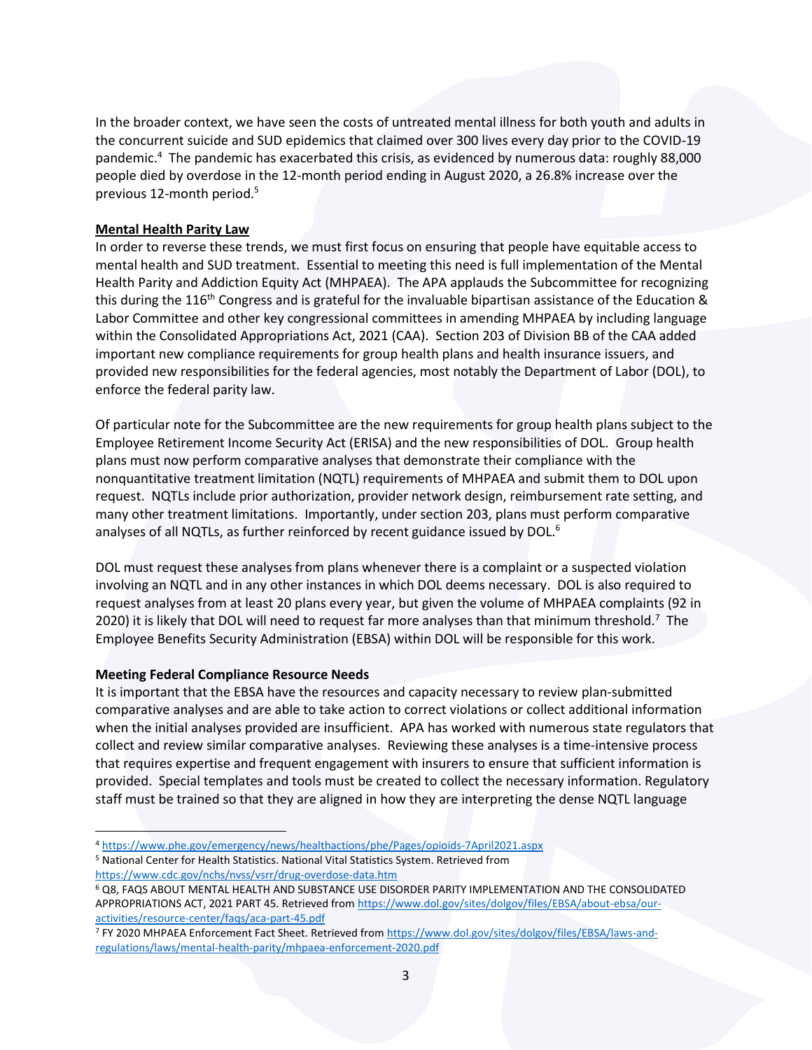In the broader context, we have seen the costs of untreated mental illness for both youth and adults in the concurrent suicide and SUD epidemics that claimed over 300 lives every day prior to the COVID-19 pandemic.[4] The pandemic has exacerbated this crisis, as evidenced by numerous data: roughly 88,000 people died by overdose in the 12-month period ending in August 2020, a 26.8% increase over the previous 12-month period.[5]

**Mental Health Parity Law**

In order to reverse these trends, we must first focus on ensuring that people have equitable access to mental health and SUD treatment. Essential to meeting this need is full implementation of the Mental Health Parity and Addiction Equity Act (MHPAEA). The APA applauds the Subcommittee for recognizing this during the 116th Congress and is grateful for the invaluable bipartisan assistance of the Education & Labor Committee and other key congressional committees in amending MHPAEA by including language within the Consolidated Appropriations Act, 2021 (CAA). Section 203 of Division BB of the CAA added important new compliance requirements for group health plans and health insurance issuers, and provided new responsibilities for the federal agencies, most notably the Department of Labor (DOL), to enforce the federal parity law.

Of particular note for the Subcommittee are the new requirements for group health plans subject to the Employee Retirement Income Security Act (ERISA) and the new responsibilities of DOL. Group health plans must now perform comparative analyses that demonstrate their compliance with the nonquantitative treatment limitation (NQTL) requirements of MHPAEA and submit them to DOL upon request. NQTLs include prior authorization, provider network design, reimbursement rate setting, and many other treatment limitations. Importantly, under section 203, plans must perform comparative analyses of all NQTLs, as further reinforced by recent guidance issued by DOL.[6]

DOL must request these analyses from plans whenever there is a complaint or a suspected violation involving an NQTL and in any other instances in which DOL deems necessary. DOL is also required to request analyses from at least 20 plans every year, but given the volume of MHPAEA complaints (92 in 2020) it is likely that DOL will need to request far more analyses than that minimum threshold.[7] The Employee Benefits Security Administration (EBSA) within DOL will be responsible for this work.

**Meeting Federal Compliance Resource Needs**

It is important that the EBSA have the resources and capacity necessary to review plan-submitted comparative analyses and are able to take action to correct violations or collect additional information when the initial analyses provided are insufficient. APA has worked with numerous state regulators that collect and review similar comparative analyses. Reviewing these analyses is a time-intensive process that requires expertise and frequent engagement with insurers to ensure that sufficient information is provided. Special templates and tools must be created to collect the necessary information. Regulatory staff must be trained so that they are aligned in how they are interpreting the dense NQTL language

---

[4] https://www.phe.gov/emergency/news/healthactions/phe/Pages/opioids-7April2021.aspx

[5] National Center for Health Statistics. National Vital Statistics System. Retrieved from https://www.cdc.gov/nchs/nvss/vsrr/drug-overdose-data.htm

[6] Q8, FAQS ABOUT MENTAL HEALTH AND SUBSTANCE USE DISORDER PARITY IMPLEMENTATION AND THE CONSOLIDATED APPROPRIATIONS ACT, 2021 PART 45. Retrieved from https://www.dol.gov/sites/dolgov/files/EBSA/about-ebsa/our-activities/resource-center/faqs/aca-part-45.pdf

[7] FY 2020 MHPAEA Enforcement Fact Sheet. Retrieved from https://www.dol.gov/sites/dolgov/files/EBSA/laws-and-regulations/laws/mental-health-parity/mhpaea-enforcement-2020.pdf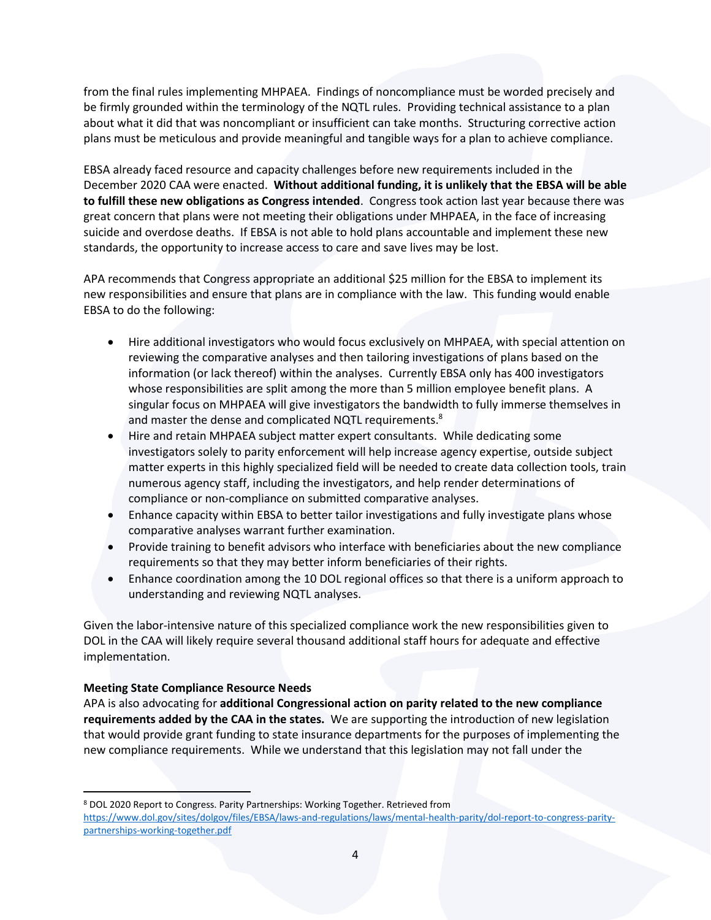from the final rules implementing MHPAEA. Findings of noncompliance must be worded precisely and be firmly grounded within the terminology of the NQTL rules. Providing technical assistance to a plan about what it did that was noncompliant or insufficient can take months. Structuring corrective action plans must be meticulous and provide meaningful and tangible ways for a plan to achieve compliance.

EBSA already faced resource and capacity challenges before new requirements included in the December 2020 CAA were enacted. **Without additional funding, it is unlikely that the EBSA will be able to fulfill these new obligations as Congress intended**. Congress took action last year because there was great concern that plans were not meeting their obligations under MHPAEA, in the face of increasing suicide and overdose deaths. If EBSA is not able to hold plans accountable and implement these new standards, the opportunity to increase access to care and save lives may be lost.

APA recommends that Congress appropriate an additional $25 million for the EBSA to implement its new responsibilities and ensure that plans are in compliance with the law. This funding would enable EBSA to do the following:

- Hire additional investigators who would focus exclusively on MHPAEA, with special attention on reviewing the comparative analyses and then tailoring investigations of plans based on the information (or lack thereof) within the analyses. Currently EBSA only has 400 investigators whose responsibilities are split among the more than 5 million employee benefit plans. A singular focus on MHPAEA will give investigators the bandwidth to fully immerse themselves in and master the dense and complicated NQTL requirements.[8]
- Hire and retain MHPAEA subject matter expert consultants. While dedicating some investigators solely to parity enforcement will help increase agency expertise, outside subject matter experts in this highly specialized field will be needed to create data collection tools, train numerous agency staff, including the investigators, and help render determinations of compliance or non-compliance on submitted comparative analyses.
- Enhance capacity within EBSA to better tailor investigations and fully investigate plans whose comparative analyses warrant further examination.
- Provide training to benefit advisors who interface with beneficiaries about the new compliance requirements so that they may better inform beneficiaries of their rights.
- Enhance coordination among the 10 DOL regional offices so that there is a uniform approach to understanding and reviewing NQTL analyses.

Given the labor-intensive nature of this specialized compliance work the new responsibilities given to DOL in the CAA will likely require several thousand additional staff hours for adequate and effective implementation.

**Meeting State Compliance Resource Needs**

APA is also advocating for **additional Congressional action on parity related to the new compliance requirements added by the CAA in the states.** We are supporting the introduction of new legislation that would provide grant funding to state insurance departments for the purposes of implementing the new compliance requirements. While we understand that this legislation may not fall under the

---

[8] DOL 2020 Report to Congress. Parity Partnerships: Working Together. Retrieved from https://www.dol.gov/sites/dolgov/files/EBSA/laws-and-regulations/laws/mental-health-parity/dol-report-to-congress-parity-partnerships-working-together.pdf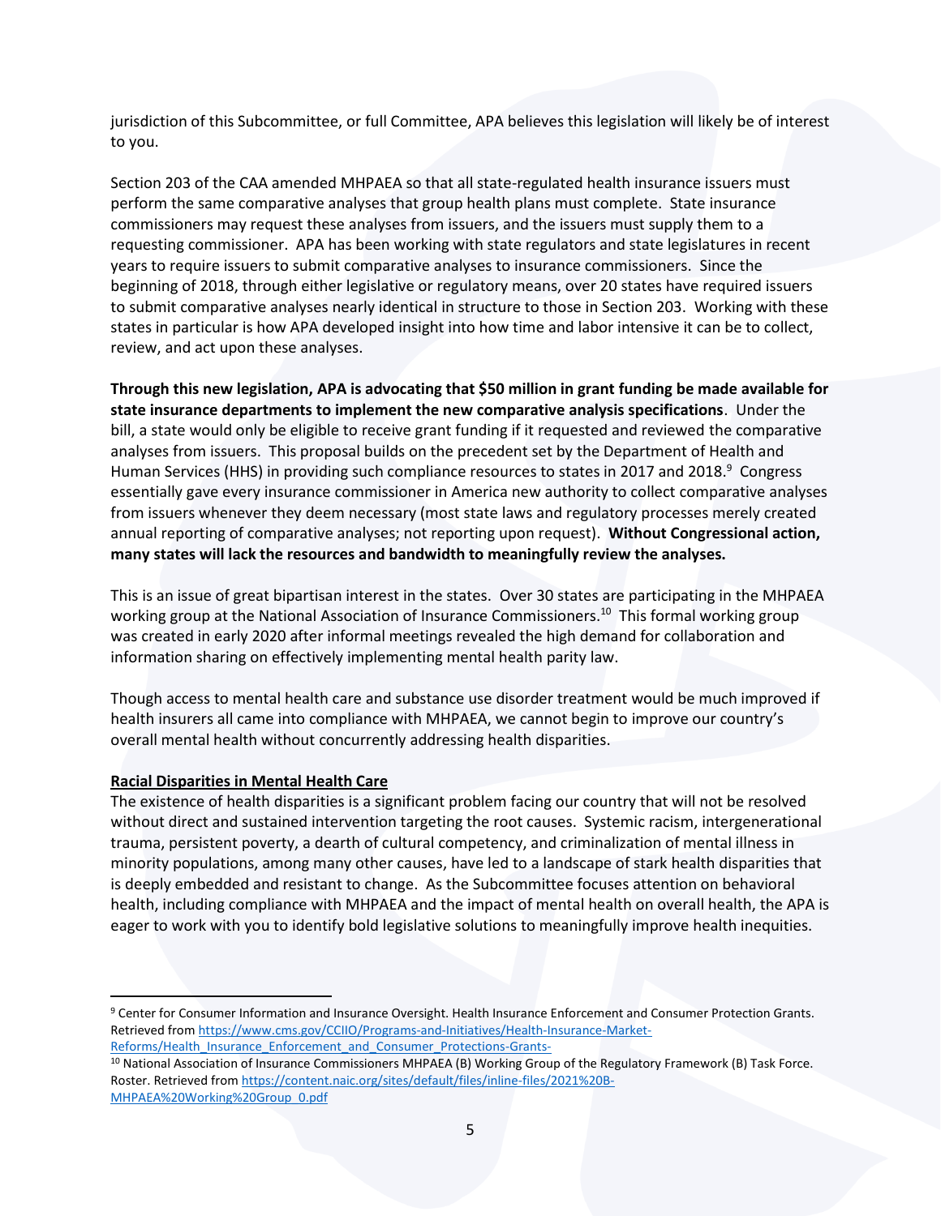jurisdiction of this Subcommittee, or full Committee, APA believes this legislation will likely be of interest to you.

Section 203 of the CAA amended MHPAEA so that all state-regulated health insurance issuers must perform the same comparative analyses that group health plans must complete. State insurance commissioners may request these analyses from issuers, and the issuers must supply them to a requesting commissioner. APA has been working with state regulators and state legislatures in recent years to require issuers to submit comparative analyses to insurance commissioners. Since the beginning of 2018, through either legislative or regulatory means, over 20 states have required issuers to submit comparative analyses nearly identical in structure to those in Section 203. Working with these states in particular is how APA developed insight into how time and labor intensive it can be to collect, review, and act upon these analyses.

**Through this new legislation, APA is advocating that $50 million in grant funding be made available for state insurance departments to implement the new comparative analysis specifications**. Under the bill, a state would only be eligible to receive grant funding if it requested and reviewed the comparative analyses from issuers. This proposal builds on the precedent set by the Department of Health and Human Services (HHS) in providing such compliance resources to states in 2017 and 2018.[9] Congress essentially gave every insurance commissioner in America new authority to collect comparative analyses from issuers whenever they deem necessary (most state laws and regulatory processes merely created annual reporting of comparative analyses; not reporting upon request). **Without Congressional action, many states will lack the resources and bandwidth to meaningfully review the analyses.**

This is an issue of great bipartisan interest in the states. Over 30 states are participating in the MHPAEA working group at the National Association of Insurance Commissioners.[10] This formal working group was created in early 2020 after informal meetings revealed the high demand for collaboration and information sharing on effectively implementing mental health parity law.

Though access to mental health care and substance use disorder treatment would be much improved if health insurers all came into compliance with MHPAEA, we cannot begin to improve our country's overall mental health without concurrently addressing health disparities.

**<u>Racial Disparities in Mental Health Care</u>**

The existence of health disparities is a significant problem facing our country that will not be resolved without direct and sustained intervention targeting the root causes. Systemic racism, intergenerational trauma, persistent poverty, a dearth of cultural competency, and criminalization of mental illness in minority populations, among many other causes, have led to a landscape of stark health disparities that is deeply embedded and resistant to change. As the Subcommittee focuses attention on behavioral health, including compliance with MHPAEA and the impact of mental health on overall health, the APA is eager to work with you to identify bold legislative solutions to meaningfully improve health inequities.

---

[9] Center for Consumer Information and Insurance Oversight. Health Insurance Enforcement and Consumer Protection Grants. Retrieved from https://www.cms.gov/CCIIO/Programs-and-Initiatives/Health-Insurance-Market-Reforms/Health_Insurance_Enforcement_and_Consumer_Protections-Grants-

[10] National Association of Insurance Commissioners MHPAEA (B) Working Group of the Regulatory Framework (B) Task Force. Roster. Retrieved from https://content.naic.org/sites/default/files/inline-files/2021%20B-MHPAEA%20Working%20Group_0.pdf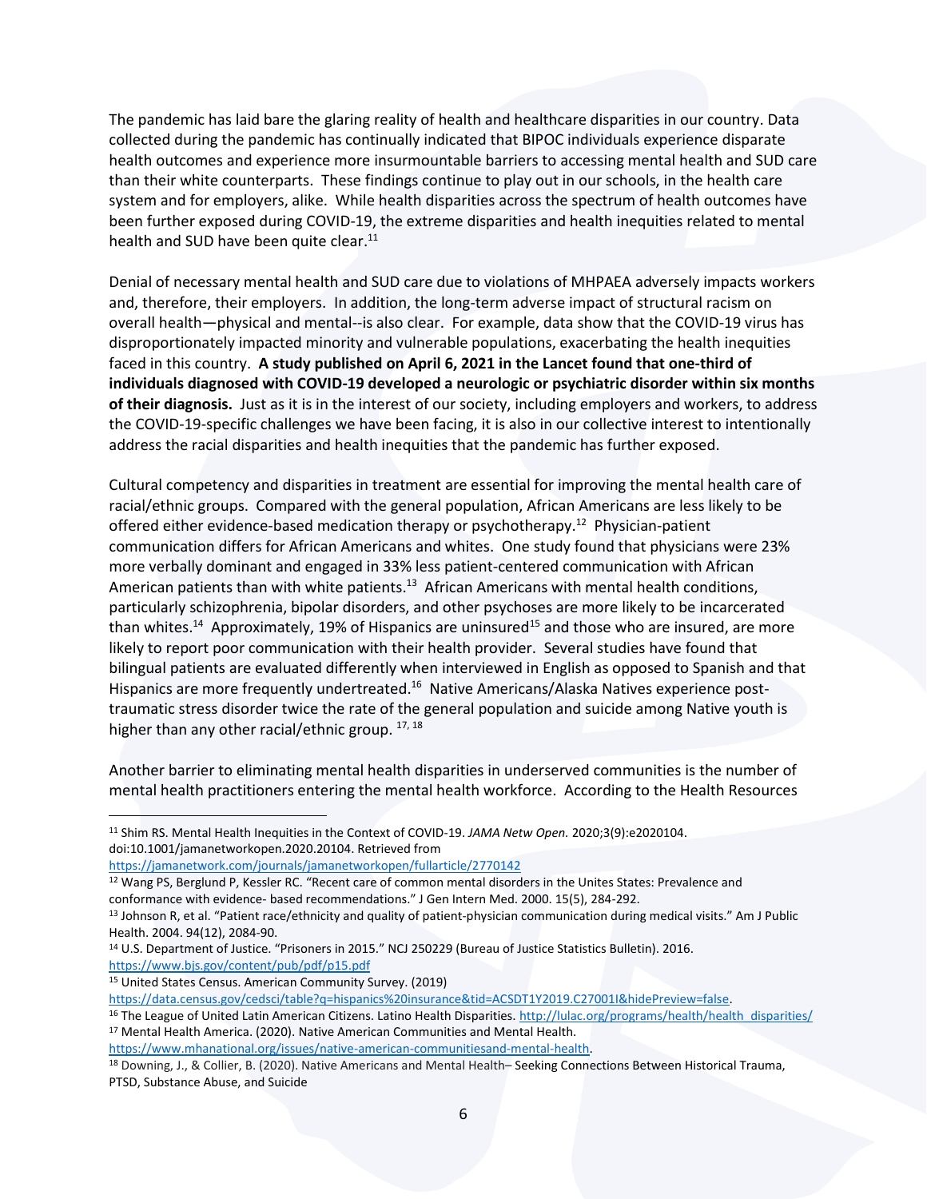The pandemic has laid bare the glaring reality of health and healthcare disparities in our country. Data collected during the pandemic has continually indicated that BIPOC individuals experience disparate health outcomes and experience more insurmountable barriers to accessing mental health and SUD care than their white counterparts. These findings continue to play out in our schools, in the health care system and for employers, alike. While health disparities across the spectrum of health outcomes have been further exposed during COVID-19, the extreme disparities and health inequities related to mental health and SUD have been quite clear.[11]

Denial of necessary mental health and SUD care due to violations of MHPAEA adversely impacts workers and, therefore, their employers. In addition, the long-term adverse impact of structural racism on overall health—physical and mental--is also clear. For example, data show that the COVID-19 virus has disproportionately impacted minority and vulnerable populations, exacerbating the health inequities faced in this country. **A study published on April 6, 2021 in the Lancet found that one-third of individuals diagnosed with COVID-19 developed a neurologic or psychiatric disorder within six months of their diagnosis.** Just as it is in the interest of our society, including employers and workers, to address the COVID-19-specific challenges we have been facing, it is also in our collective interest to intentionally address the racial disparities and health inequities that the pandemic has further exposed.

Cultural competency and disparities in treatment are essential for improving the mental health care of racial/ethnic groups. Compared with the general population, African Americans are less likely to be offered either evidence-based medication therapy or psychotherapy.[12] Physician-patient communication differs for African Americans and whites. One study found that physicians were 23% more verbally dominant and engaged in 33% less patient-centered communication with African American patients than with white patients.[13] African Americans with mental health conditions, particularly schizophrenia, bipolar disorders, and other psychoses are more likely to be incarcerated than whites.[14] Approximately, 19% of Hispanics are uninsured[15] and those who are insured, are more likely to report poor communication with their health provider. Several studies have found that bilingual patients are evaluated differently when interviewed in English as opposed to Spanish and that Hispanics are more frequently undertreated.[16] Native Americans/Alaska Natives experience post-traumatic stress disorder twice the rate of the general population and suicide among Native youth is higher than any other racial/ethnic group. [17, 18]

Another barrier to eliminating mental health disparities in underserved communities is the number of mental health practitioners entering the mental health workforce. According to the Health Resources

---

[11] Shim RS. Mental Health Inequities in the Context of COVID-19. *JAMA Netw Open.* 2020;3(9):e2020104. doi:10.1001/jamanetworkopen.2020.20104. Retrieved from https://jamanetwork.com/journals/jamanetworkopen/fullarticle/2770142

[12] Wang PS, Berglund P, Kessler RC. "Recent care of common mental disorders in the Unites States: Prevalence and conformance with evidence- based recommendations." J Gen Intern Med. 2000. 15(5), 284-292.

[13] Johnson R, et al. "Patient race/ethnicity and quality of patient-physician communication during medical visits." Am J Public Health. 2004. 94(12), 2084-90.

[14] U.S. Department of Justice. "Prisoners in 2015." NCJ 250229 (Bureau of Justice Statistics Bulletin). 2016. https://www.bjs.gov/content/pub/pdf/p15.pdf

[15] United States Census. American Community Survey. (2019) https://data.census.gov/cedsci/table?q=hispanics%20insurance&tid=ACSDT1Y2019.C27001I&hidePreview=false.

[16] The League of United Latin American Citizens. Latino Health Disparities. http://lulac.org/programs/health/health_disparities/

[17] Mental Health America. (2020). Native American Communities and Mental Health. https://www.mhanational.org/issues/native-american-communitiesand-mental-health.

[18] Downing, J., & Collier, B. (2020). Native Americans and Mental Health– Seeking Connections Between Historical Trauma, PTSD, Substance Abuse, and Suicide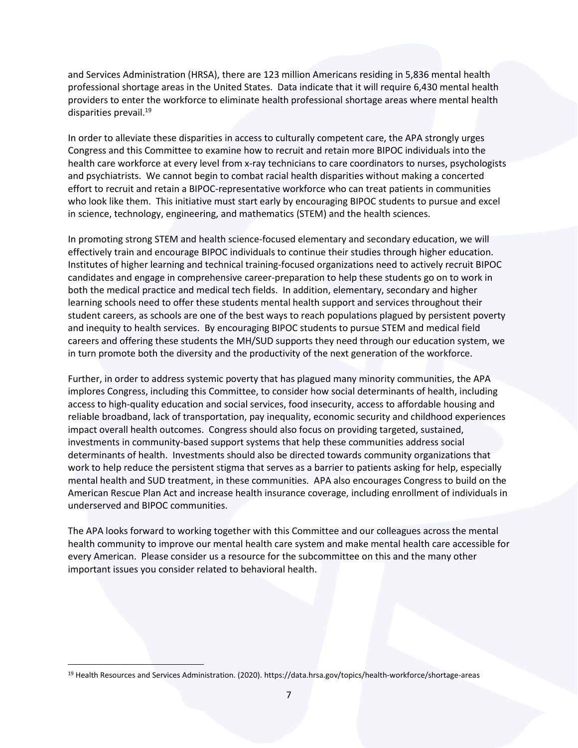and Services Administration (HRSA), there are 123 million Americans residing in 5,836 mental health professional shortage areas in the United States. Data indicate that it will require 6,430 mental health providers to enter the workforce to eliminate health professional shortage areas where mental health disparities prevail.[19]

In order to alleviate these disparities in access to culturally competent care, the APA strongly urges Congress and this Committee to examine how to recruit and retain more BIPOC individuals into the health care workforce at every level from x-ray technicians to care coordinators to nurses, psychologists and psychiatrists. We cannot begin to combat racial health disparities without making a concerted effort to recruit and retain a BIPOC-representative workforce who can treat patients in communities who look like them. This initiative must start early by encouraging BIPOC students to pursue and excel in science, technology, engineering, and mathematics (STEM) and the health sciences.

In promoting strong STEM and health science-focused elementary and secondary education, we will effectively train and encourage BIPOC individuals to continue their studies through higher education. Institutes of higher learning and technical training-focused organizations need to actively recruit BIPOC candidates and engage in comprehensive career-preparation to help these students go on to work in both the medical practice and medical tech fields. In addition, elementary, secondary and higher learning schools need to offer these students mental health support and services throughout their student careers, as schools are one of the best ways to reach populations plagued by persistent poverty and inequity to health services. By encouraging BIPOC students to pursue STEM and medical field careers and offering these students the MH/SUD supports they need through our education system, we in turn promote both the diversity and the productivity of the next generation of the workforce.

Further, in order to address systemic poverty that has plagued many minority communities, the APA implores Congress, including this Committee, to consider how social determinants of health, including access to high-quality education and social services, food insecurity, access to affordable housing and reliable broadband, lack of transportation, pay inequality, economic security and childhood experiences impact overall health outcomes. Congress should also focus on providing targeted, sustained, investments in community-based support systems that help these communities address social determinants of health. Investments should also be directed towards community organizations that work to help reduce the persistent stigma that serves as a barrier to patients asking for help, especially mental health and SUD treatment, in these communities. APA also encourages Congress to build on the American Rescue Plan Act and increase health insurance coverage, including enrollment of individuals in underserved and BIPOC communities.

The APA looks forward to working together with this Committee and our colleagues across the mental health community to improve our mental health care system and make mental health care accessible for every American. Please consider us a resource for the subcommittee on this and the many other important issues you consider related to behavioral health.

[19] Health Resources and Services Administration. (2020). https://data.hrsa.gov/topics/health-workforce/shortage-areas